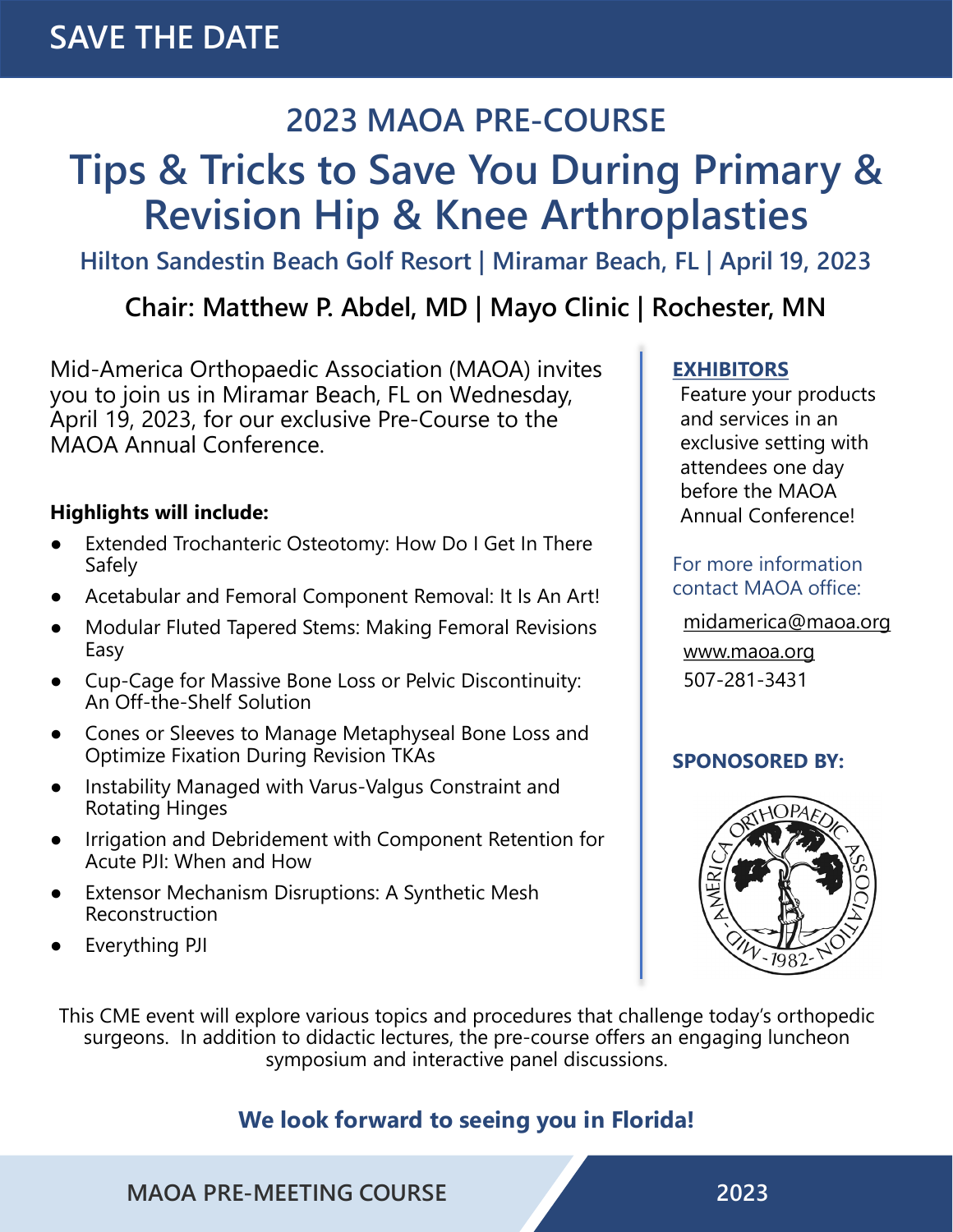# SAVE THE DATE

## 2023 MAOA PRE-COURSE

# Tips & Tricks to Save You During Primary & Revision Hip & Knee Arthroplasties

### Hilton Sandestin Beach Golf Resort | Miramar Beach, FL | April 19, 2023

### Chair: Matthew P. Abdel, MD | Mayo Clinic | Rochester, MN

Mid-America Orthopaedic Association (MAOA) invites you to join us in Miramar Beach, FL on Wednesday, April 19, 2023, for our exclusive Pre-Course to the MAOA Annual Conference.

**Highlights will include:**

- Extended Trochanteric Osteotomy: How Do I Get In There Safely
- Acetabular and Femoral Component Removal: It Is An Art!
- Modular Fluted Tapered Stems: Making Femoral Revisions Easy
- Cup-Cage for Massive Bone Loss or Pelvic Discontinuity: An Off-the-Shelf Solution
- Cones or Sleeves to Manage Metaphyseal Bone Loss and Optimize Fixation During Revision TKAs
- Instability Managed with Varus-Valgus Constraint and Rotating Hinges
- Irrigation and Debridement with Component Retention for Acute PJI: When and How
- Extensor Mechanism Disruptions: A Synthetic Mesh Reconstruction
- Everything PJI

**EXHIBITORS**

Feature your products and services in an exclusive setting with attendees one day before the MAOA Annual Conference!

For more information contact MAOA office:

midamerica@maoa.org

www.maoa.org

507-281-3431

**SPONOSORED BY:**

MID-AMERICA ORTHOPAEDIC ASSOCIATION -1982-

This CME event will explore various topics and procedures that challenge today's orthopedic surgeons. In addition to didactic lectures, the pre-course offers an engaging luncheon symposium and interactive panel discussions.

**We look forward to seeing you in Florida!**

MAOA PRE-MEETING COURSE 2023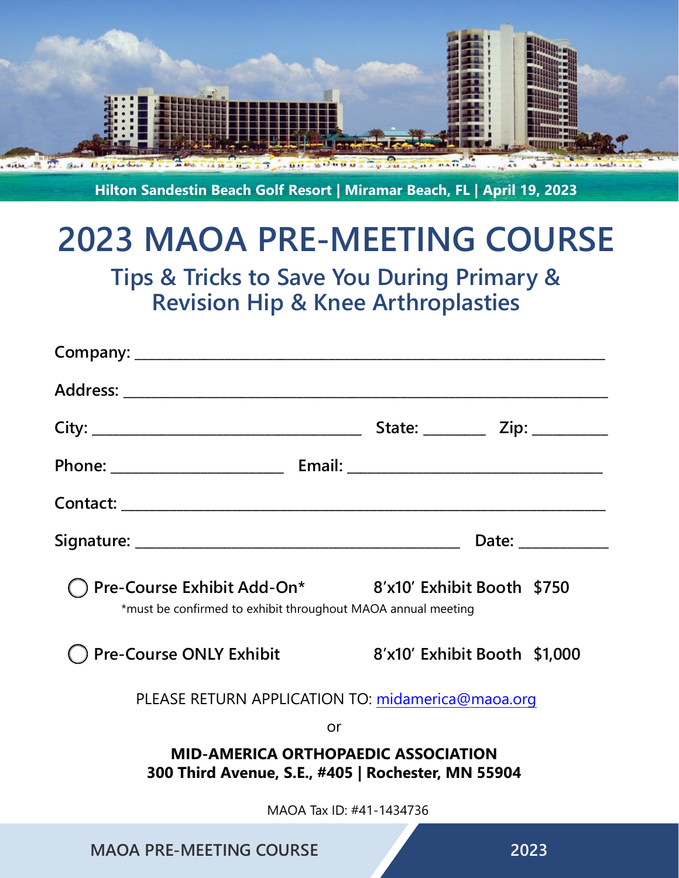Hilton Sandestin Beach Golf Resort | Miramar Beach, FL | April 19, 2023

# 2023 MAOA PRE-MEETING COURSE

## Tips & Tricks to Save You During Primary & Revision Hip & Knee Arthroplasties

**Company:** ______________________________________________

**Address:** ______________________________________________

**City:** ______________________ **State:** ________ **Zip:** ________

**Phone:** ______________________ **Email:** ______________________

**Contact:** ______________________________________________

**Signature:** ______________________________ **Date:** ____________

◯ **Pre-Course Exhibit Add-On*** **8'x10' Exhibit Booth $750**
*must be confirmed to exhibit throughout MAOA annual meeting

◯ **Pre-Course ONLY Exhibit** **8'x10' Exhibit Booth $1,000**

PLEASE RETURN APPLICATION TO: midamerica@maoa.org

or

**MID-AMERICA ORTHOPAEDIC ASSOCIATION**
**300 Third Avenue, S.E., #405 | Rochester, MN 55904**

MAOA Tax ID: #41-1434736